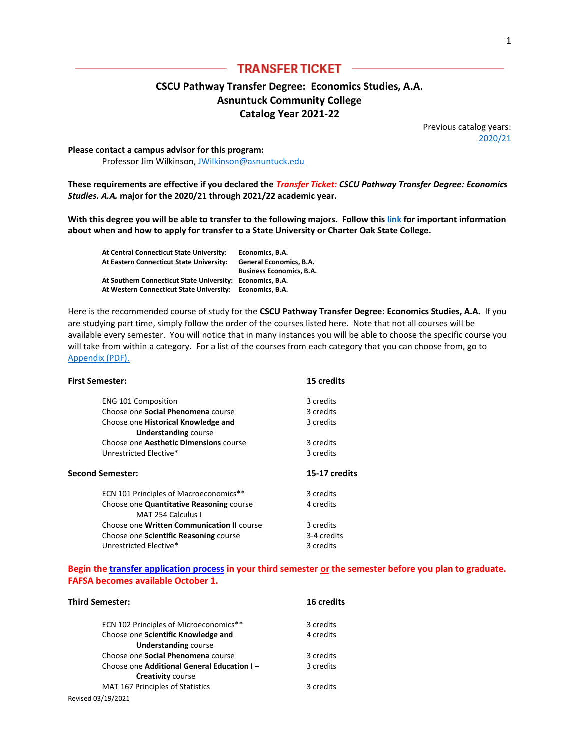# TRANSFER TICKET

## CSCU Pathway Transfer Degree: Economics Studies, A.A.
## Asnuntuck Community College
## Catalog Year 2021-22

Previous catalog years: 2020/21

**Please contact a campus advisor for this program:**
Professor Jim Wilkinson, JWilkinson@asnuntuck.edu

**These requirements are effective if you declared the *Transfer Ticket: CSCU Pathway Transfer Degree: Economics Studies. A.A.* major for the 2020/21 through 2021/22 academic year.**

**With this degree you will be able to transfer to the following majors. Follow this link for important information about when and how to apply for transfer to a State University or Charter Oak State College.**

| | |
|---|---|
| **At Central Connecticut State University:** | **Economics, B.A.** |
| **At Eastern Connecticut State University:** | **General Economics, B.A.**<br>**Business Economics, B.A.** |
| **At Southern Connecticut State University:** | **Economics, B.A.** |
| **At Western Connecticut State University:** | **Economics, B.A.** |

Here is the recommended course of study for the **CSCU Pathway Transfer Degree: Economics Studies, A.A.** If you are studying part time, simply follow the order of the courses listed here. Note that not all courses will be available every semester. You will notice that in many instances you will be able to choose the specific course you will take from within a category. For a list of the courses from each category that you can choose from, go to Appendix (PDF).

| **First Semester:** | **15 credits** |
|---|---|
| ENG 101 Composition | 3 credits |
| Choose one **Social Phenomena** course | 3 credits |
| Choose one **Historical Knowledge and Understanding** course | 3 credits |
| Choose one **Aesthetic Dimensions** course | 3 credits |
| Unrestricted Elective* | 3 credits |

| **Second Semester:** | **15-17 credits** |
|---|---|
| ECN 101 Principles of Macroeconomics** | 3 credits |
| Choose one **Quantitative Reasoning** course<br>MAT 254 Calculus I | 4 credits |
| Choose one **Written Communication II** course | 3 credits |
| Choose one **Scientific Reasoning** course | 3-4 credits |
| Unrestricted Elective* | 3 credits |

**Begin the transfer application process in your third semester or the semester before you plan to graduate. FAFSA becomes available October 1.**

| **Third Semester:** | **16 credits** |
|---|---|
| ECN 102 Principles of Microeconomics** | 3 credits |
| Choose one **Scientific Knowledge and Understanding** course | 4 credits |
| Choose one **Social Phenomena** course | 3 credits |
| Choose one **Additional General Education I – Creativity** course | 3 credits |
| MAT 167 Principles of Statistics | 3 credits |

Revised 03/19/2021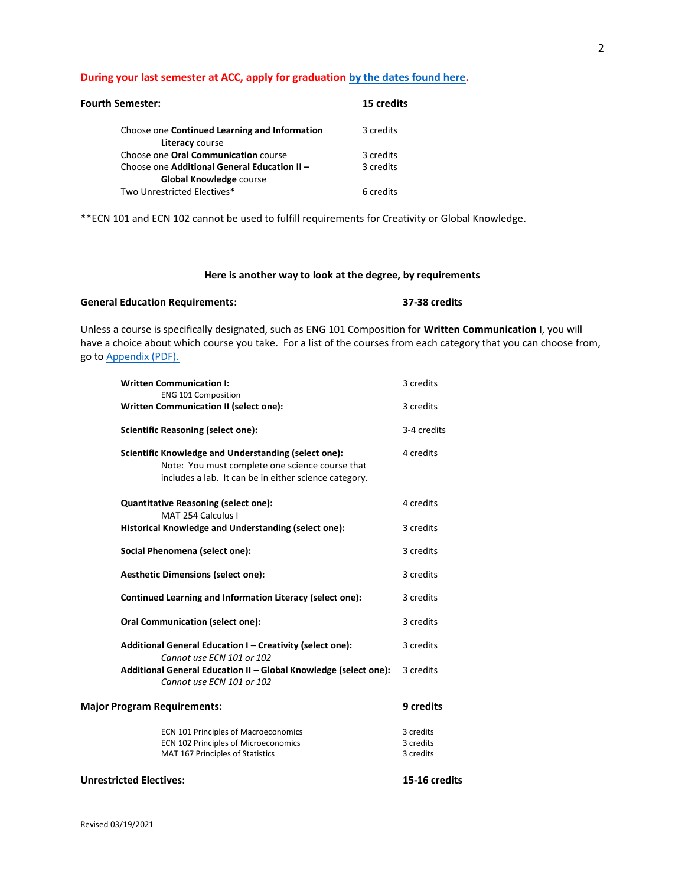**During your last semester at ACC, apply for graduation [by the dates found here](#).**

| **Fourth Semester:** | **15 credits** |
|---|---|
| Choose one **Continued Learning and Information Literacy** course | 3 credits |
| Choose one **Oral Communication** course | 3 credits |
| Choose one **Additional General Education II – Global Knowledge** course | 3 credits |
| Two Unrestricted Electives* | 6 credits |

**ECN 101 and ECN 102 cannot be used to fulfill requirements for Creativity or Global Knowledge.

---

**Here is another way to look at the degree, by requirements**

**General Education Requirements:** **37-38 credits**

Unless a course is specifically designated, such as ENG 101 Composition for **Written Communication** I, you will have a choice about which course you take. For a list of the courses from each category that you can choose from, go to [Appendix (PDF).](#)

| Requirement | Credits |
|---|---|
| **Written Communication I:** ENG 101 Composition | 3 credits |
| **Written Communication II (select one):** | 3 credits |
| **Scientific Reasoning (select one):** | 3-4 credits |
| **Scientific Knowledge and Understanding (select one):** Note: You must complete one science course that includes a lab. It can be in either science category. | 4 credits |
| **Quantitative Reasoning (select one):** MAT 254 Calculus I | 4 credits |
| **Historical Knowledge and Understanding (select one):** | 3 credits |
| **Social Phenomena (select one):** | 3 credits |
| **Aesthetic Dimensions (select one):** | 3 credits |
| **Continued Learning and Information Literacy (select one):** | 3 credits |
| **Oral Communication (select one):** | 3 credits |
| **Additional General Education I – Creativity (select one):** *Cannot use ECN 101 or 102* | 3 credits |
| **Additional General Education II – Global Knowledge (select one):** *Cannot use ECN 101 or 102* | 3 credits |

**Major Program Requirements:** **9 credits**

| Course | Credits |
|---|---|
| ECN 101 Principles of Macroeconomics | 3 credits |
| ECN 102 Principles of Microeconomics | 3 credits |
| MAT 167 Principles of Statistics | 3 credits |

**Unrestricted Electives:** **15-16 credits**

Revised 03/19/2021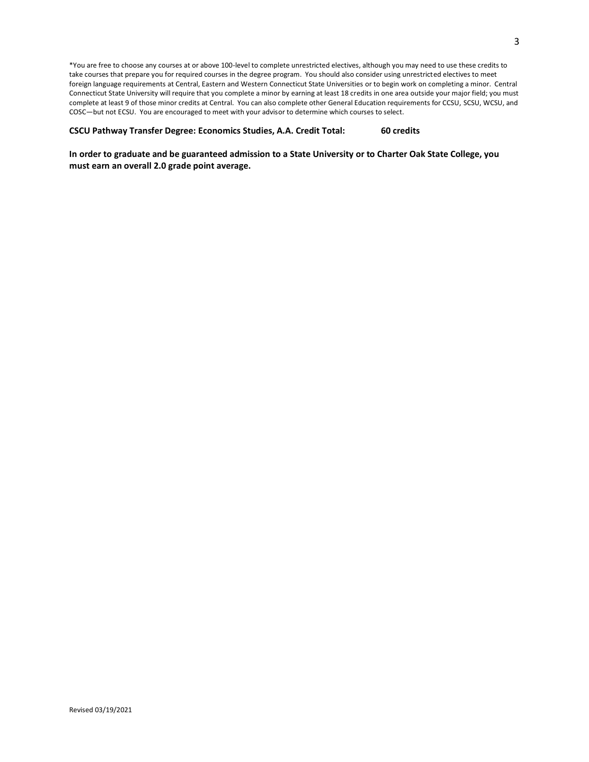*You are free to choose any courses at or above 100-level to complete unrestricted electives, although you may need to use these credits to take courses that prepare you for required courses in the degree program. You should also consider using unrestricted electives to meet foreign language requirements at Central, Eastern and Western Connecticut State Universities or to begin work on completing a minor. Central Connecticut State University will require that you complete a minor by earning at least 18 credits in one area outside your major field; you must complete at least 9 of those minor credits at Central. You can also complete other General Education requirements for CCSU, SCSU, WCSU, and COSC—but not ECSU. You are encouraged to meet with your advisor to determine which courses to select.

**CSCU Pathway Transfer Degree: Economics Studies, A.A. Credit Total: 60 credits**

**In order to graduate and be guaranteed admission to a State University or to Charter Oak State College, you must earn an overall 2.0 grade point average.**

Revised 03/19/2021